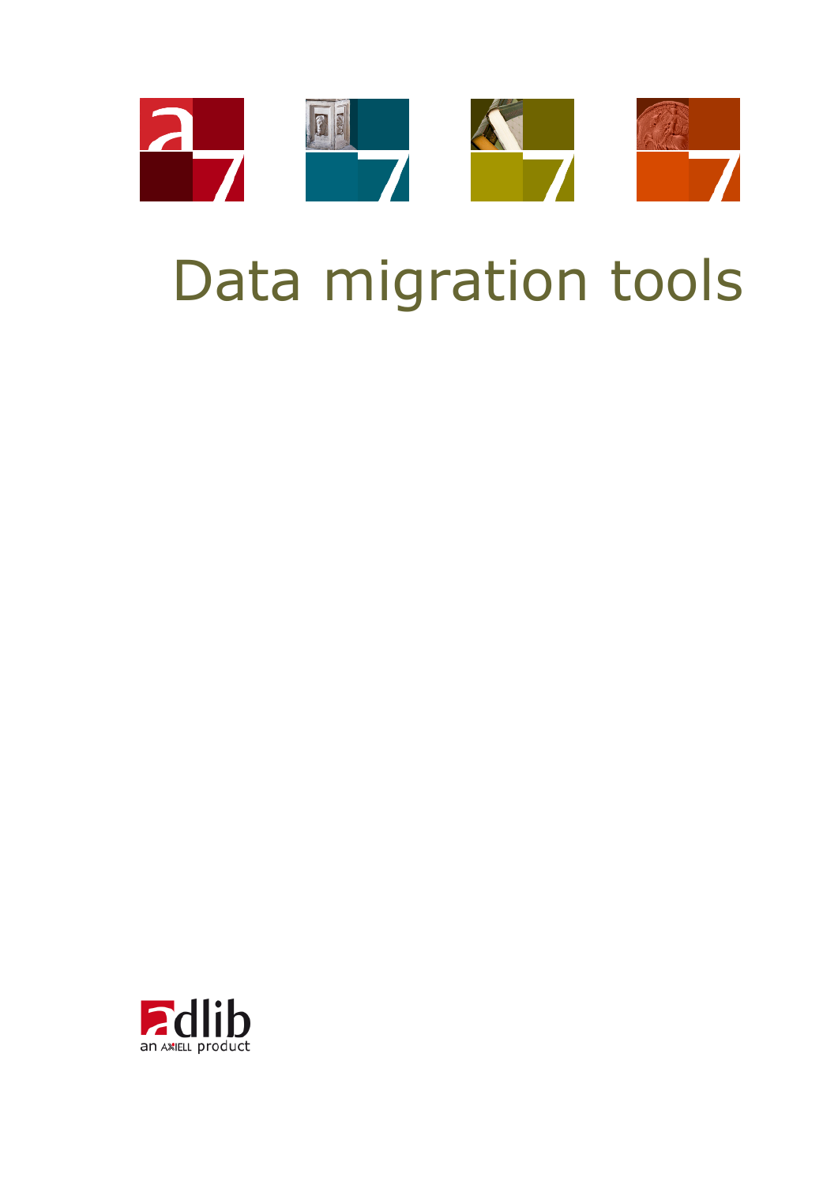# Data migration tools

adlib
an AXIELL product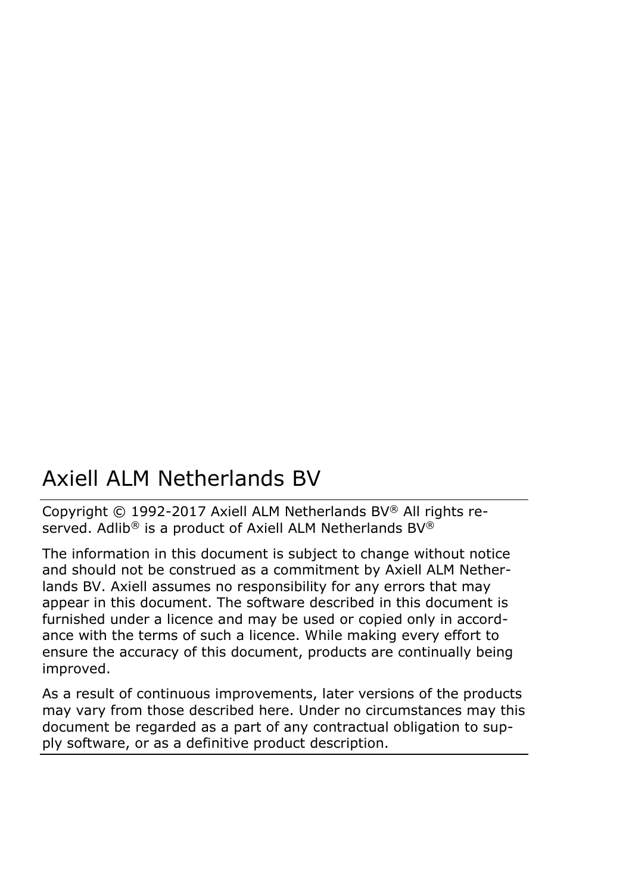# Axiell ALM Netherlands BV

Copyright © 1992-2017 Axiell ALM Netherlands BV® All rights reserved. Adlib® is a product of Axiell ALM Netherlands BV®

The information in this document is subject to change without notice and should not be construed as a commitment by Axiell ALM Netherlands BV. Axiell assumes no responsibility for any errors that may appear in this document. The software described in this document is furnished under a licence and may be used or copied only in accordance with the terms of such a licence. While making every effort to ensure the accuracy of this document, products are continually being improved.

As a result of continuous improvements, later versions of the products may vary from those described here. Under no circumstances may this document be regarded as a part of any contractual obligation to supply software, or as a definitive product description.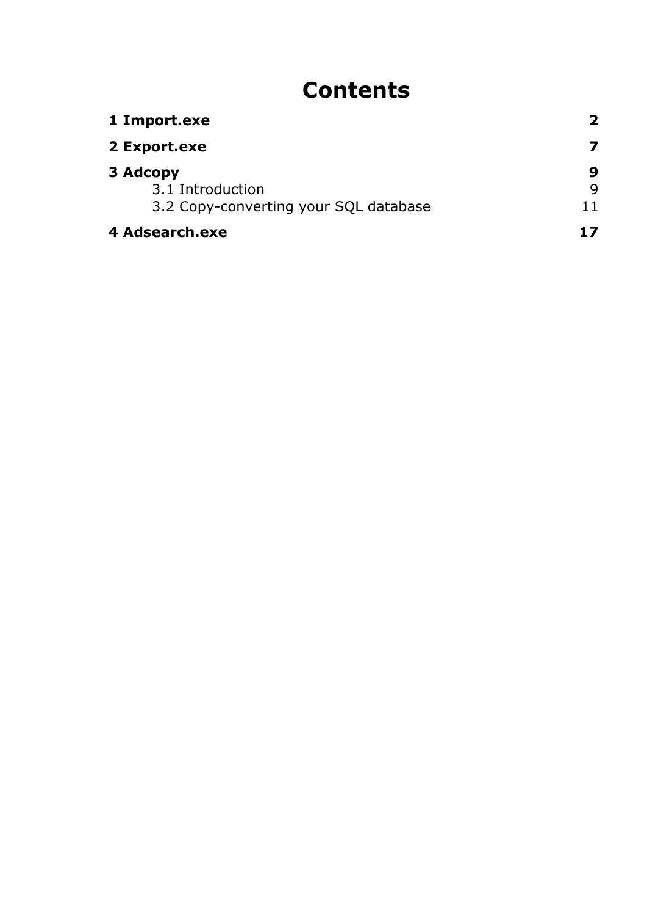# Contents

**1 Import.exe** **2**

**2 Export.exe** **7**

**3 Adcopy** **9**

- 3.1 Introduction 9
- 3.2 Copy-converting your SQL database 11

**4 Adsearch.exe** **17**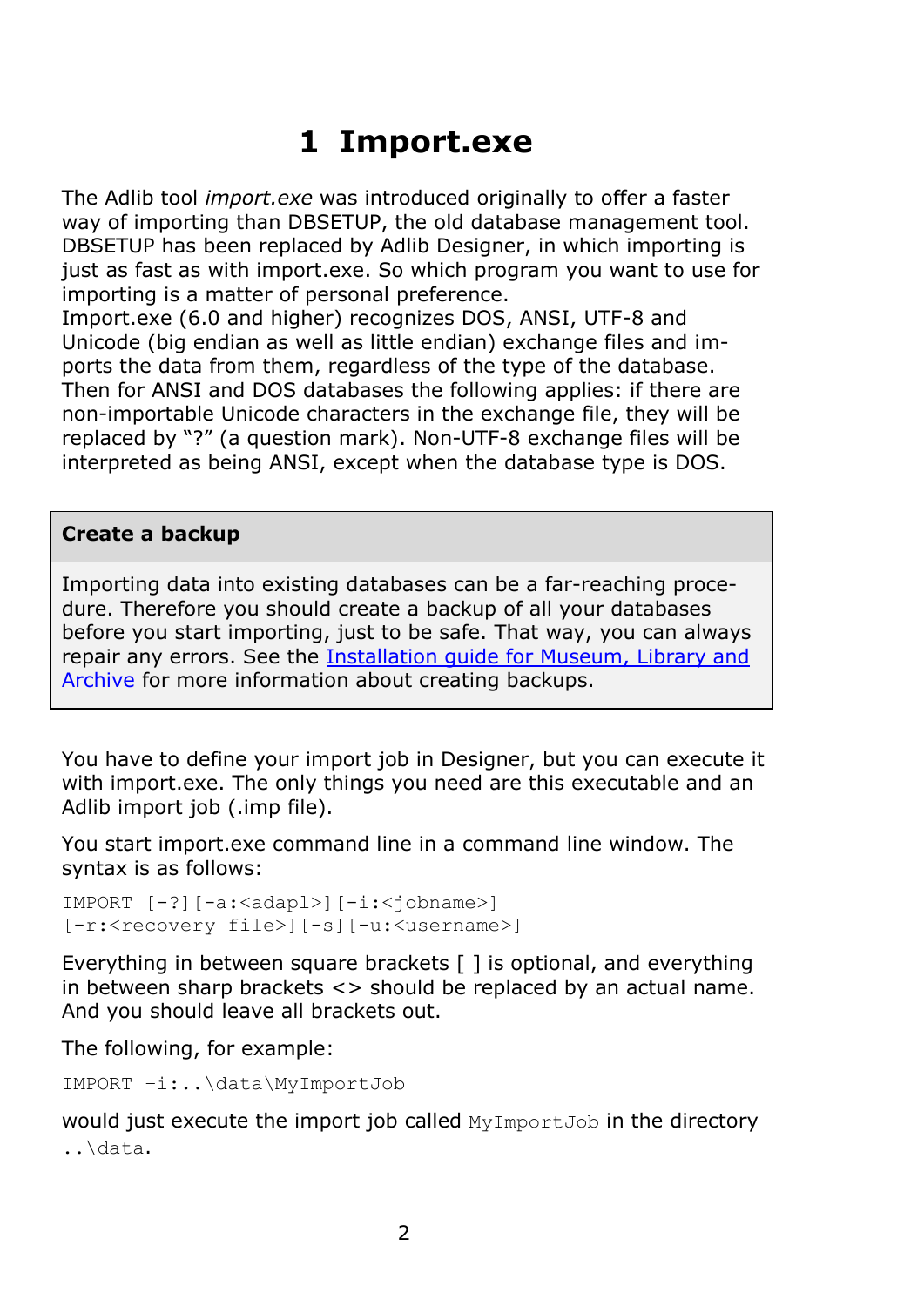# 1 Import.exe

The Adlib tool *import.exe* was introduced originally to offer a faster way of importing than DBSETUP, the old database management tool. DBSETUP has been replaced by Adlib Designer, in which importing is just as fast as with import.exe. So which program you want to use for importing is a matter of personal preference.
Import.exe (6.0 and higher) recognizes DOS, ANSI, UTF-8 and Unicode (big endian as well as little endian) exchange files and imports the data from them, regardless of the type of the database. Then for ANSI and DOS databases the following applies: if there are non-importable Unicode characters in the exchange file, they will be replaced by "?" (a question mark). Non-UTF-8 exchange files will be interpreted as being ANSI, except when the database type is DOS.

| **Create a backup** |
|---|
| Importing data into existing databases can be a far-reaching procedure. Therefore you should create a backup of all your databases before you start importing, just to be safe. That way, you can always repair any errors. See the Installation guide for Museum, Library and Archive for more information about creating backups. |

You have to define your import job in Designer, but you can execute it with import.exe. The only things you need are this executable and an Adlib import job (.imp file).

You start import.exe command line in a command line window. The syntax is as follows:

```
IMPORT [-?][-a:<adapl>][-i:<jobname>]
[-r:<recovery file>][-s][-u:<username>]
```

Everything in between square brackets [ ] is optional, and everything in between sharp brackets <> should be replaced by an actual name. And you should leave all brackets out.

The following, for example:

```
IMPORT -i:..\data\MyImportJob
```

would just execute the import job called `MyImportJob` in the directory `..\data`.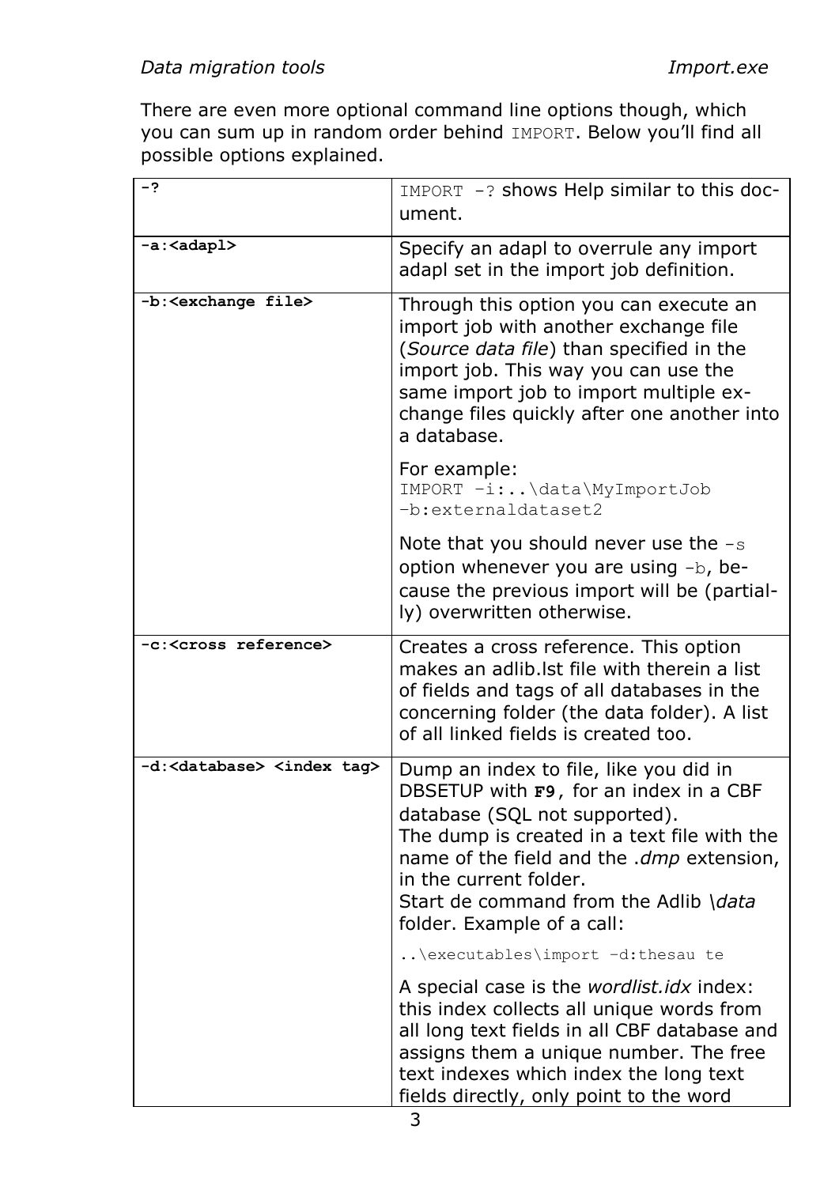There are even more optional command line options though, which you can sum up in random order behind `IMPORT`. Below you'll find all possible options explained.

| | |
|---|---|
| **-?** | `IMPORT -?` shows Help similar to this document. |
| **-a:<adapl>** | Specify an adapl to overrule any import adapl set in the import job definition. |
| **-b:<exchange file>** | Through this option you can execute an import job with another exchange file (*Source data file*) than specified in the import job. This way you can use the same import job to import multiple exchange files quickly after one another into a database.<br><br>For example:<br>`IMPORT -i:..\data\MyImportJob -b:externaldataset2`<br><br>Note that you should never use the `-s` option whenever you are using `-b`, because the previous import will be (partially) overwritten otherwise. |
| **-c:<cross reference>** | Creates a cross reference. This option makes an adlib.lst file with therein a list of fields and tags of all databases in the concerning folder (the data folder). A list of all linked fields is created too. |
| **-d:<database> <index tag>** | Dump an index to file, like you did in DBSETUP with **F9**, for an index in a CBF database (SQL not supported).<br>The dump is created in a text file with the name of the field and the *.dmp* extension, in the current folder.<br>Start de command from the Adlib *\data* folder. Example of a call:<br><br>`..\executables\import -d:thesau te`<br><br>A special case is the *wordlist.idx* index: this index collects all unique words from all long text fields in all CBF database and assigns them a unique number. The free text indexes which index the long text fields directly, only point to the word |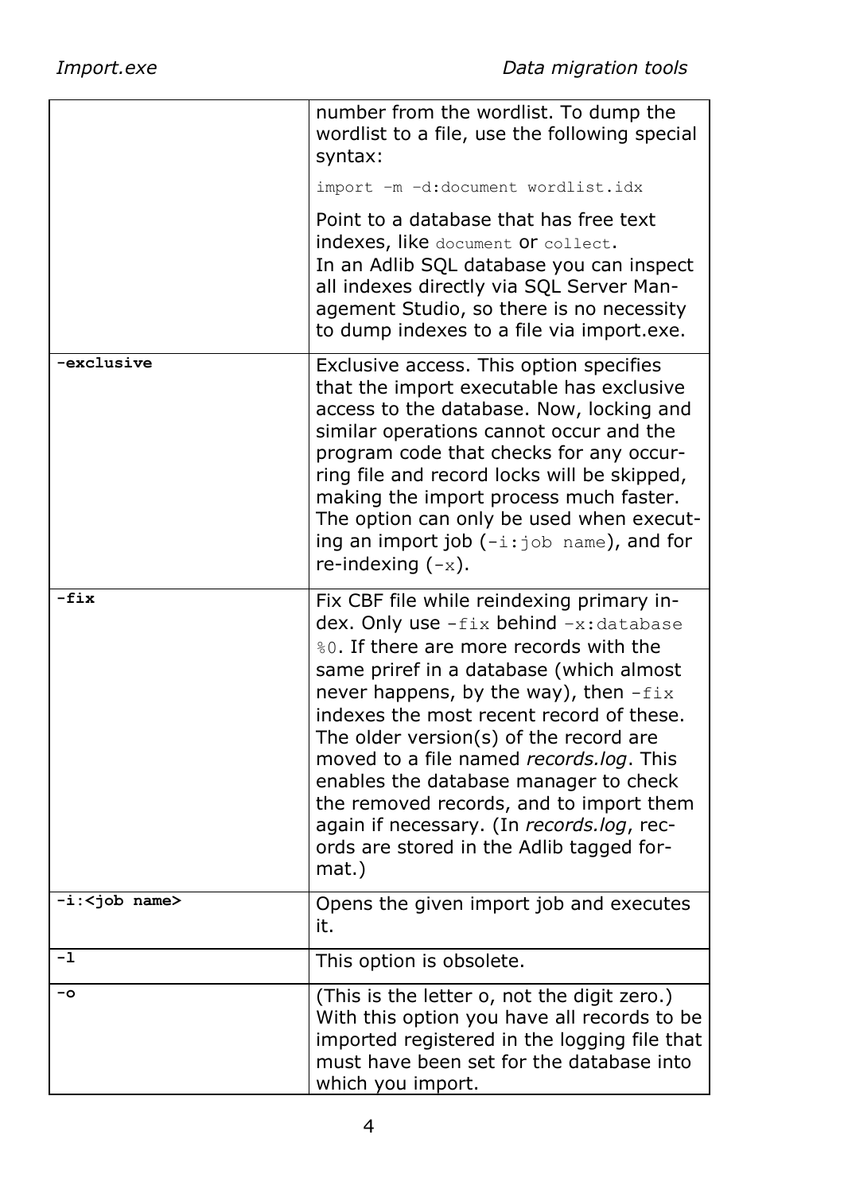| | |
|---|---|
| | number from the wordlist. To dump the wordlist to a file, use the following special syntax:<br><br>`import –m –d:document wordlist.idx`<br><br>Point to a database that has free text indexes, like `document` or `collect`.<br>In an Adlib SQL database you can inspect all indexes directly via SQL Server Management Studio, so there is no necessity to dump indexes to a file via import.exe. |
| **-exclusive** | Exclusive access. This option specifies that the import executable has exclusive access to the database. Now, locking and similar operations cannot occur and the program code that checks for any occurring file and record locks will be skipped, making the import process much faster. The option can only be used when executing an import job (`-i:job name`), and for re-indexing (`-x`). |
| **-fix** | Fix CBF file while reindexing primary index. Only use `-fix` behind `-x:database %0`. If there are more records with the same priref in a database (which almost never happens, by the way), then `-fix` indexes the most recent record of these. The older version(s) of the record are moved to a file named *records.log*. This enables the database manager to check the removed records, and to import them again if necessary. (In *records.log*, records are stored in the Adlib tagged format.) |
| **-i:<job name>** | Opens the given import job and executes it. |
| **-l** | This option is obsolete. |
| **-o** | (This is the letter o, not the digit zero.) With this option you have all records to be imported registered in the logging file that must have been set for the database into which you import. |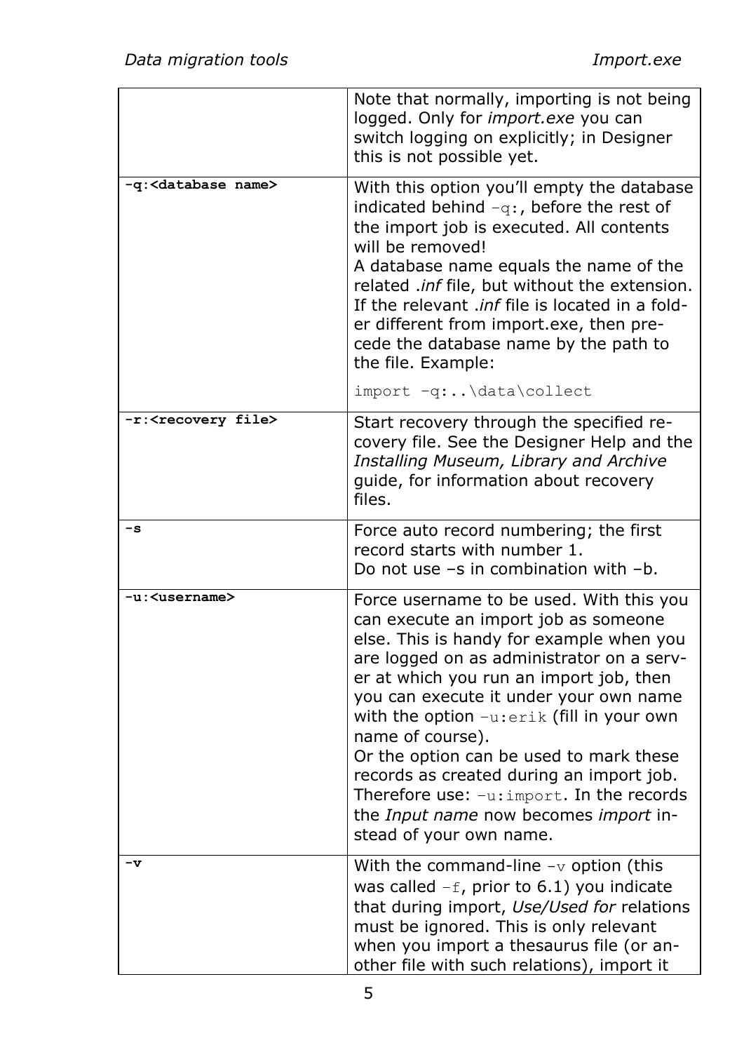| | |
|---|---|
| | Note that normally, importing is not being logged. Only for *import.exe* you can switch logging on explicitly; in Designer this is not possible yet. |
| **-q:<database name>** | With this option you'll empty the database indicated behind `-q:`, before the rest of the import job is executed. All contents will be removed!<br>A database name equals the name of the related *.inf* file, but without the extension. If the relevant *.inf* file is located in a folder different from import.exe, then precede the database name by the path to the file. Example:<br>`import -q:..\data\collect` |
| **-r:<recovery file>** | Start recovery through the specified recovery file. See the Designer Help and the *Installing Museum, Library and Archive* guide, for information about recovery files. |
| **-s** | Force auto record numbering; the first record starts with number 1.<br>Do not use –s in combination with –b. |
| **-u:<username>** | Force username to be used. With this you can execute an import job as someone else. This is handy for example when you are logged on as administrator on a server at which you run an import job, then you can execute it under your own name with the option `-u:erik` (fill in your own name of course).<br>Or the option can be used to mark these records as created during an import job. Therefore use: `-u:import`. In the records the *Input name* now becomes *import* instead of your own name. |
| **-v** | With the command-line `-v` option (this was called `-f`, prior to 6.1) you indicate that during import, *Use/Used for* relations must be ignored. This is only relevant when you import a thesaurus file (or another file with such relations), import it |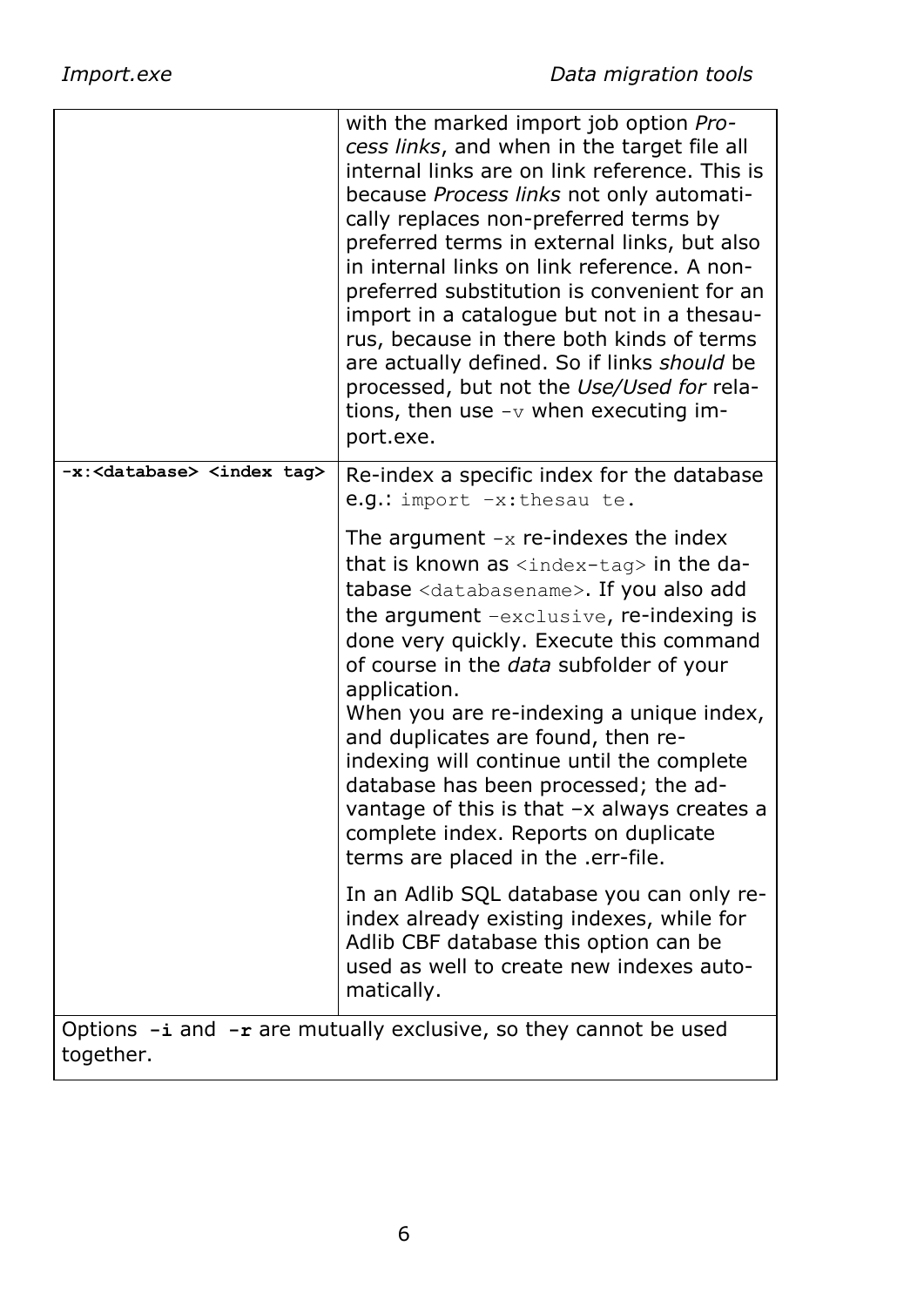| | |
|---|---|
| | with the marked import job option *Process links*, and when in the target file all internal links are on link reference. This is because *Process links* not only automatically replaces non-preferred terms by preferred terms in external links, but also in internal links on link reference. A non-preferred substitution is convenient for an import in a catalogue but not in a thesaurus, because in there both kinds of terms are actually defined. So if links *should* be processed, but not the *Use/Used for* relations, then use `-v` when executing import.exe. |
| **-x:<database> <index tag>** | Re-index a specific index for the database e.g.: `import –x:thesau te`.<br><br>The argument `-x` re-indexes the index that is known as `<index-tag>` in the database `<databasename>`. If you also add the argument `–exclusive`, re-indexing is done very quickly. Execute this command of course in the *data* subfolder of your application.<br>When you are re-indexing a unique index, and duplicates are found, then re-indexing will continue until the complete database has been processed; the advantage of this is that –x always creates a complete index. Reports on duplicate terms are placed in the .err-file.<br><br>In an Adlib SQL database you can only re-index already existing indexes, while for Adlib CBF database this option can be used as well to create new indexes automatically. |

Options **-i** and **-r** are mutually exclusive, so they cannot be used together.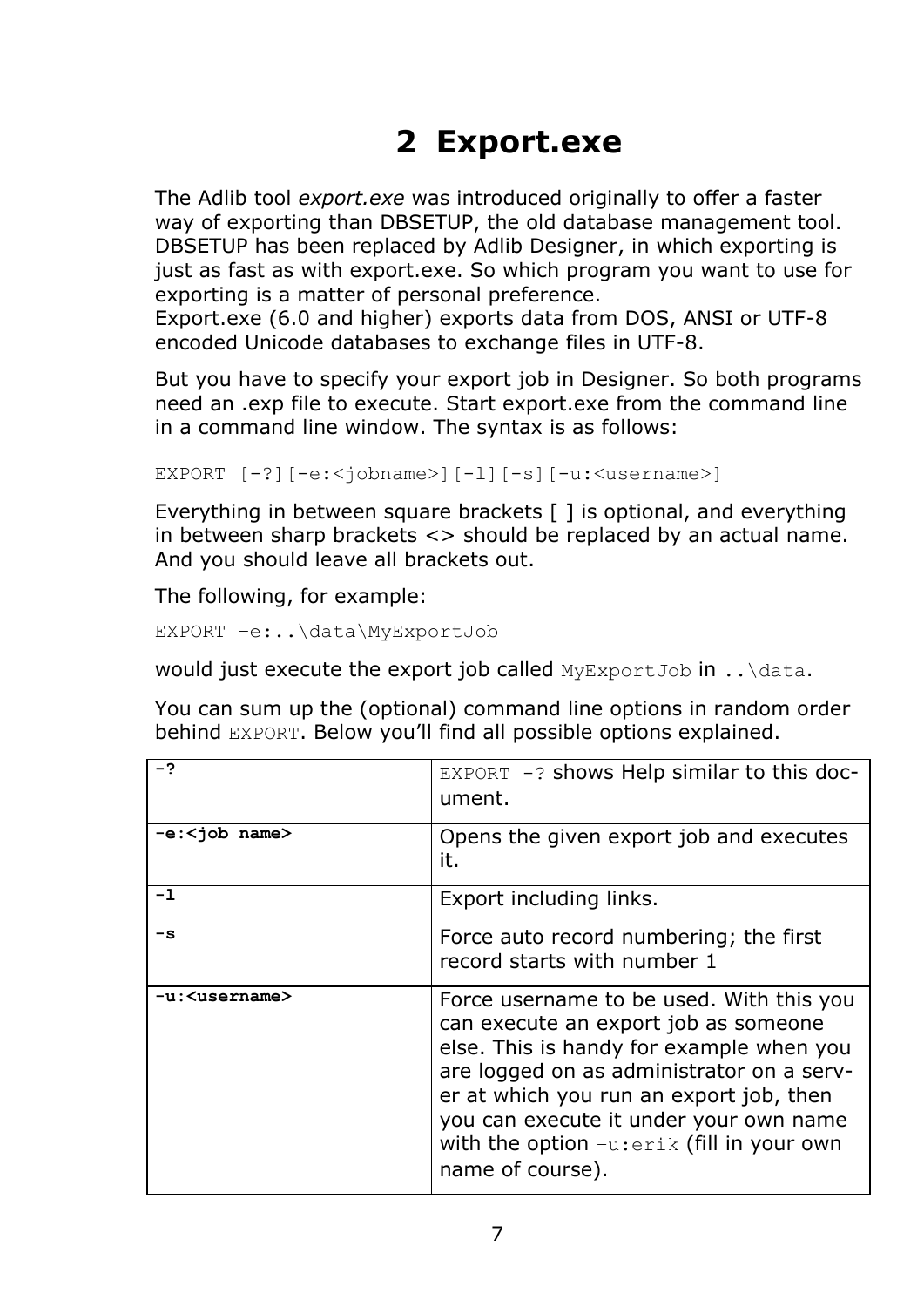# 2 Export.exe

The Adlib tool *export.exe* was introduced originally to offer a faster way of exporting than DBSETUP, the old database management tool. DBSETUP has been replaced by Adlib Designer, in which exporting is just as fast as with export.exe. So which program you want to use for exporting is a matter of personal preference.
Export.exe (6.0 and higher) exports data from DOS, ANSI or UTF-8 encoded Unicode databases to exchange files in UTF-8.

But you have to specify your export job in Designer. So both programs need an .exp file to execute. Start export.exe from the command line in a command line window. The syntax is as follows:

```
EXPORT [-?][-e:<jobname>][-l][-s][-u:<username>]
```

Everything in between square brackets [ ] is optional, and everything in between sharp brackets <> should be replaced by an actual name. And you should leave all brackets out.

The following, for example:

```
EXPORT –e:..\data\MyExportJob
```

would just execute the export job called `MyExportJob` in `..\data`.

You can sum up the (optional) command line options in random order behind `EXPORT`. Below you'll find all possible options explained.

| | |
|---|---|
| **-?** | `EXPORT -?` shows Help similar to this document. |
| **-e:<job name>** | Opens the given export job and executes it. |
| **-l** | Export including links. |
| **-s** | Force auto record numbering; the first record starts with number 1 |
| **-u:<username>** | Force username to be used. With this you can execute an export job as someone else. This is handy for example when you are logged on as administrator on a server at which you run an export job, then you can execute it under your own name with the option `–u:erik` (fill in your own name of course). |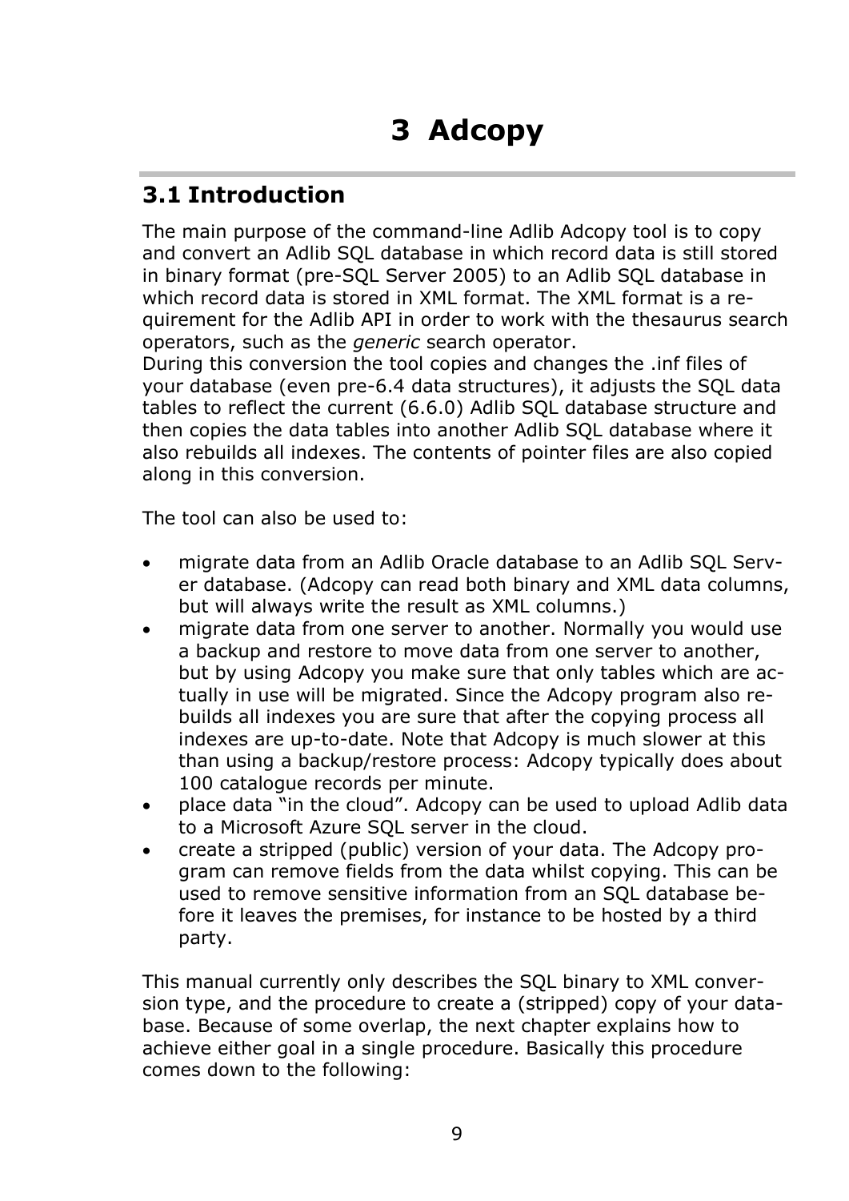# 3 Adcopy

## 3.1 Introduction

The main purpose of the command-line Adlib Adcopy tool is to copy and convert an Adlib SQL database in which record data is still stored in binary format (pre-SQL Server 2005) to an Adlib SQL database in which record data is stored in XML format. The XML format is a requirement for the Adlib API in order to work with the thesaurus search operators, such as the *generic* search operator.
During this conversion the tool copies and changes the .inf files of your database (even pre-6.4 data structures), it adjusts the SQL data tables to reflect the current (6.6.0) Adlib SQL database structure and then copies the data tables into another Adlib SQL database where it also rebuilds all indexes. The contents of pointer files are also copied along in this conversion.

The tool can also be used to:

- migrate data from an Adlib Oracle database to an Adlib SQL Server database. (Adcopy can read both binary and XML data columns, but will always write the result as XML columns.)
- migrate data from one server to another. Normally you would use a backup and restore to move data from one server to another, but by using Adcopy you make sure that only tables which are actually in use will be migrated. Since the Adcopy program also rebuilds all indexes you are sure that after the copying process all indexes are up-to-date. Note that Adcopy is much slower at this than using a backup/restore process: Adcopy typically does about 100 catalogue records per minute.
- place data "in the cloud". Adcopy can be used to upload Adlib data to a Microsoft Azure SQL server in the cloud.
- create a stripped (public) version of your data. The Adcopy program can remove fields from the data whilst copying. This can be used to remove sensitive information from an SQL database before it leaves the premises, for instance to be hosted by a third party.

This manual currently only describes the SQL binary to XML conversion type, and the procedure to create a (stripped) copy of your database. Because of some overlap, the next chapter explains how to achieve either goal in a single procedure. Basically this procedure comes down to the following: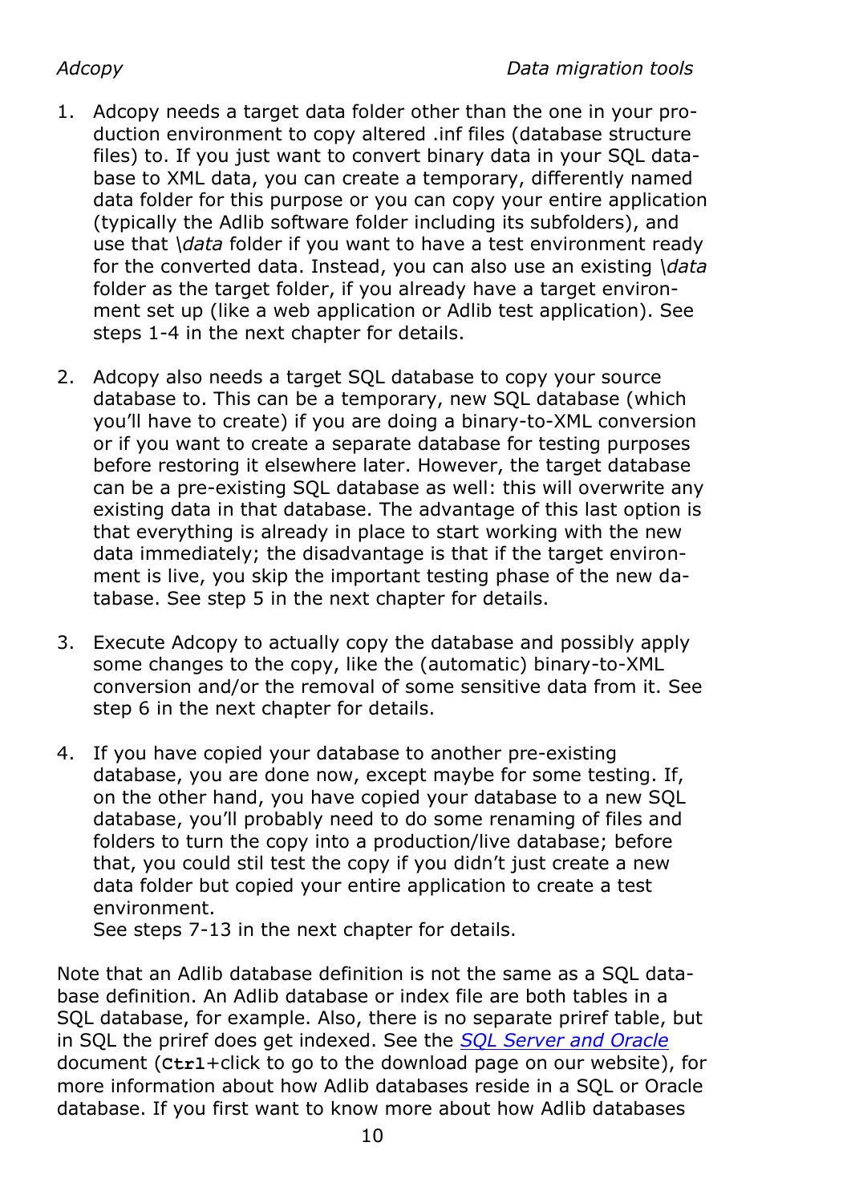1. Adcopy needs a target data folder other than the one in your production environment to copy altered .inf files (database structure files) to. If you just want to convert binary data in your SQL database to XML data, you can create a temporary, differently named data folder for this purpose or you can copy your entire application (typically the Adlib software folder including its subfolders), and use that *\data* folder if you want to have a test environment ready for the converted data. Instead, you can also use an existing *\data* folder as the target folder, if you already have a target environment set up (like a web application or Adlib test application). See steps 1-4 in the next chapter for details.

2. Adcopy also needs a target SQL database to copy your source database to. This can be a temporary, new SQL database (which you'll have to create) if you are doing a binary-to-XML conversion or if you want to create a separate database for testing purposes before restoring it elsewhere later. However, the target database can be a pre-existing SQL database as well: this will overwrite any existing data in that database. The advantage of this last option is that everything is already in place to start working with the new data immediately; the disadvantage is that if the target environment is live, you skip the important testing phase of the new database. See step 5 in the next chapter for details.

3. Execute Adcopy to actually copy the database and possibly apply some changes to the copy, like the (automatic) binary-to-XML conversion and/or the removal of some sensitive data from it. See step 6 in the next chapter for details.

4. If you have copied your database to another pre-existing database, you are done now, except maybe for some testing. If, on the other hand, you have copied your database to a new SQL database, you'll probably need to do some renaming of files and folders to turn the copy into a production/live database; before that, you could stil test the copy if you didn't just create a new data folder but copied your entire application to create a test environment.
   See steps 7-13 in the next chapter for details.

Note that an Adlib database definition is not the same as a SQL database definition. An Adlib database or index file are both tables in a SQL database, for example. Also, there is no separate priref table, but in SQL the priref does get indexed. See the *SQL Server and Oracle* document (**Ctrl**+click to go to the download page on our website), for more information about how Adlib databases reside in a SQL or Oracle database. If you first want to know more about how Adlib databases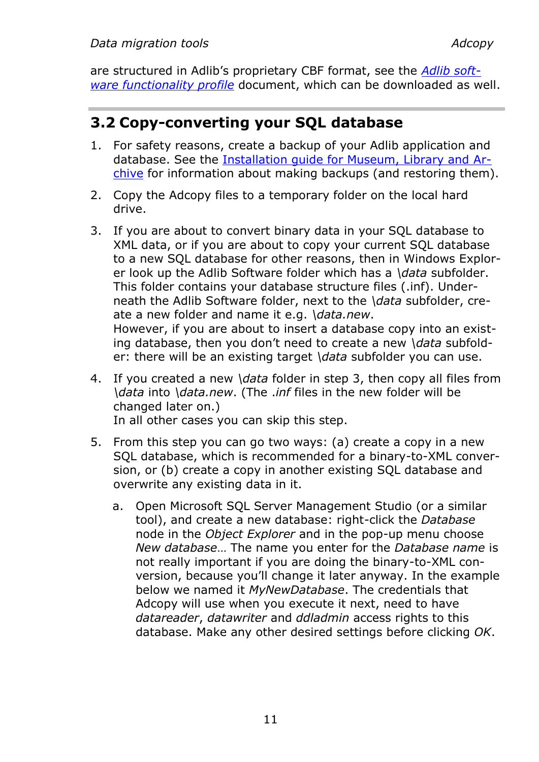are structured in Adlib's proprietary CBF format, see the [*Adlib software functionality profile*]() document, which can be downloaded as well.

## 3.2 Copy-converting your SQL database

1. For safety reasons, create a backup of your Adlib application and database. See the [Installation guide for Museum, Library and Archive]() for information about making backups (and restoring them).

2. Copy the Adcopy files to a temporary folder on the local hard drive.

3. If you are about to convert binary data in your SQL database to XML data, or if you are about to copy your current SQL database to a new SQL database for other reasons, then in Windows Explorer look up the Adlib Software folder which has a *\data* subfolder. This folder contains your database structure files (.inf). Underneath the Adlib Software folder, next to the *\data* subfolder, create a new folder and name it e.g. *\data.new*.
   However, if you are about to insert a database copy into an existing database, then you don't need to create a new *\data* subfolder: there will be an existing target *\data* subfolder you can use.

4. If you created a new *\data* folder in step 3, then copy all files from *\data* into *\data.new*. (The *.inf* files in the new folder will be changed later on.)
   In all other cases you can skip this step.

5. From this step you can go two ways: (a) create a copy in a new SQL database, which is recommended for a binary-to-XML conversion, or (b) create a copy in another existing SQL database and overwrite any existing data in it.

   a. Open Microsoft SQL Server Management Studio (or a similar tool), and create a new database: right-click the *Database* node in the *Object Explorer* and in the pop-up menu choose *New database*… The name you enter for the *Database name* is not really important if you are doing the binary-to-XML conversion, because you'll change it later anyway. In the example below we named it *MyNewDatabase*. The credentials that Adcopy will use when you execute it next, need to have *datareader*, *datawriter* and *ddladmin* access rights to this database. Make any other desired settings before clicking *OK*.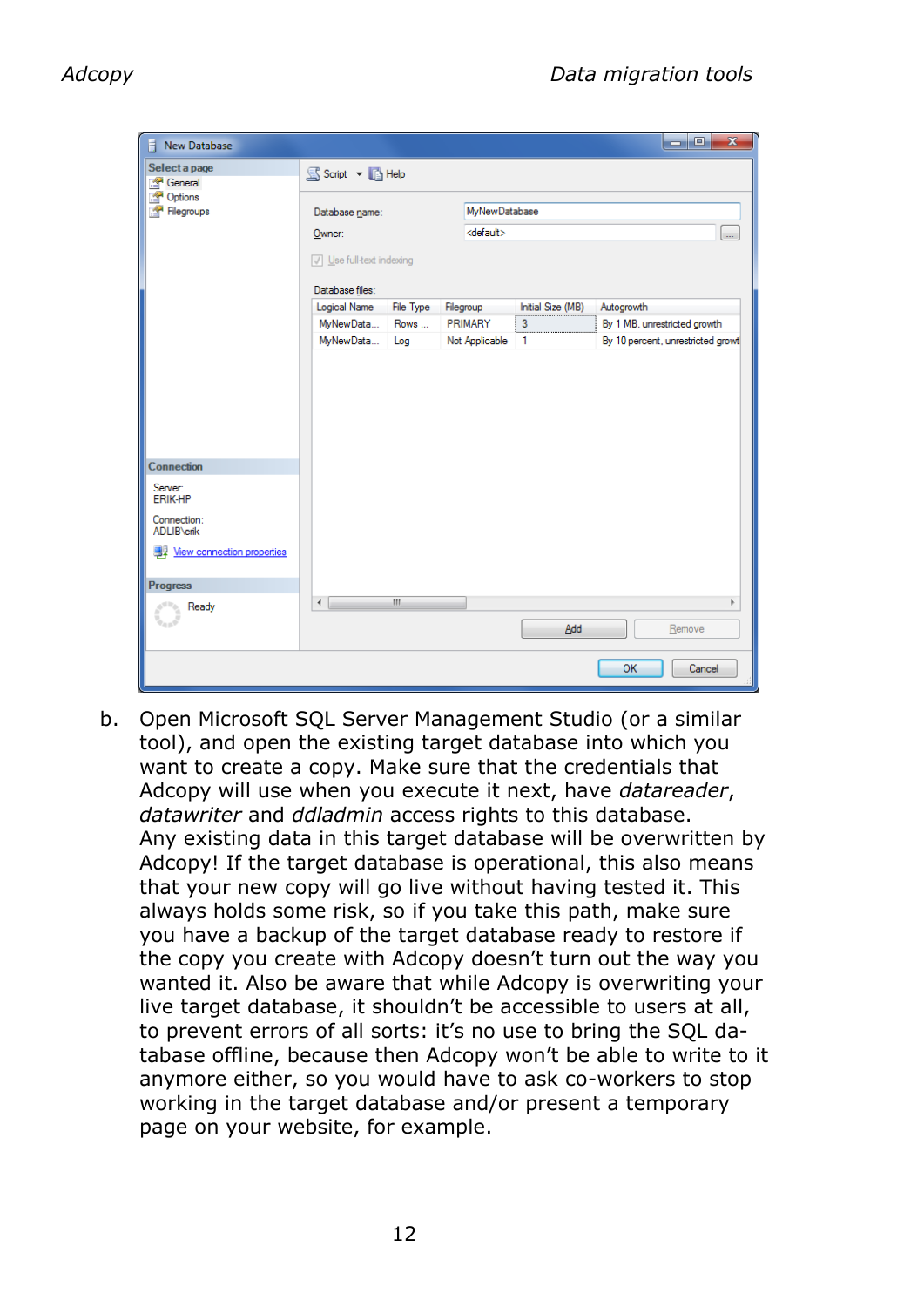b. Open Microsoft SQL Server Management Studio (or a similar tool), and open the existing target database into which you want to create a copy. Make sure that the credentials that Adcopy will use when you execute it next, have *datareader*, *datawriter* and *ddladmin* access rights to this database.
   Any existing data in this target database will be overwritten by Adcopy! If the target database is operational, this also means that your new copy will go live without having tested it. This always holds some risk, so if you take this path, make sure you have a backup of the target database ready to restore if the copy you create with Adcopy doesn't turn out the way you wanted it. Also be aware that while Adcopy is overwriting your live target database, it shouldn't be accessible to users at all, to prevent errors of all sorts: it's no use to bring the SQL database offline, because then Adcopy won't be able to write to it anymore either, so you would have to ask co-workers to stop working in the target database and/or present a temporary page on your website, for example.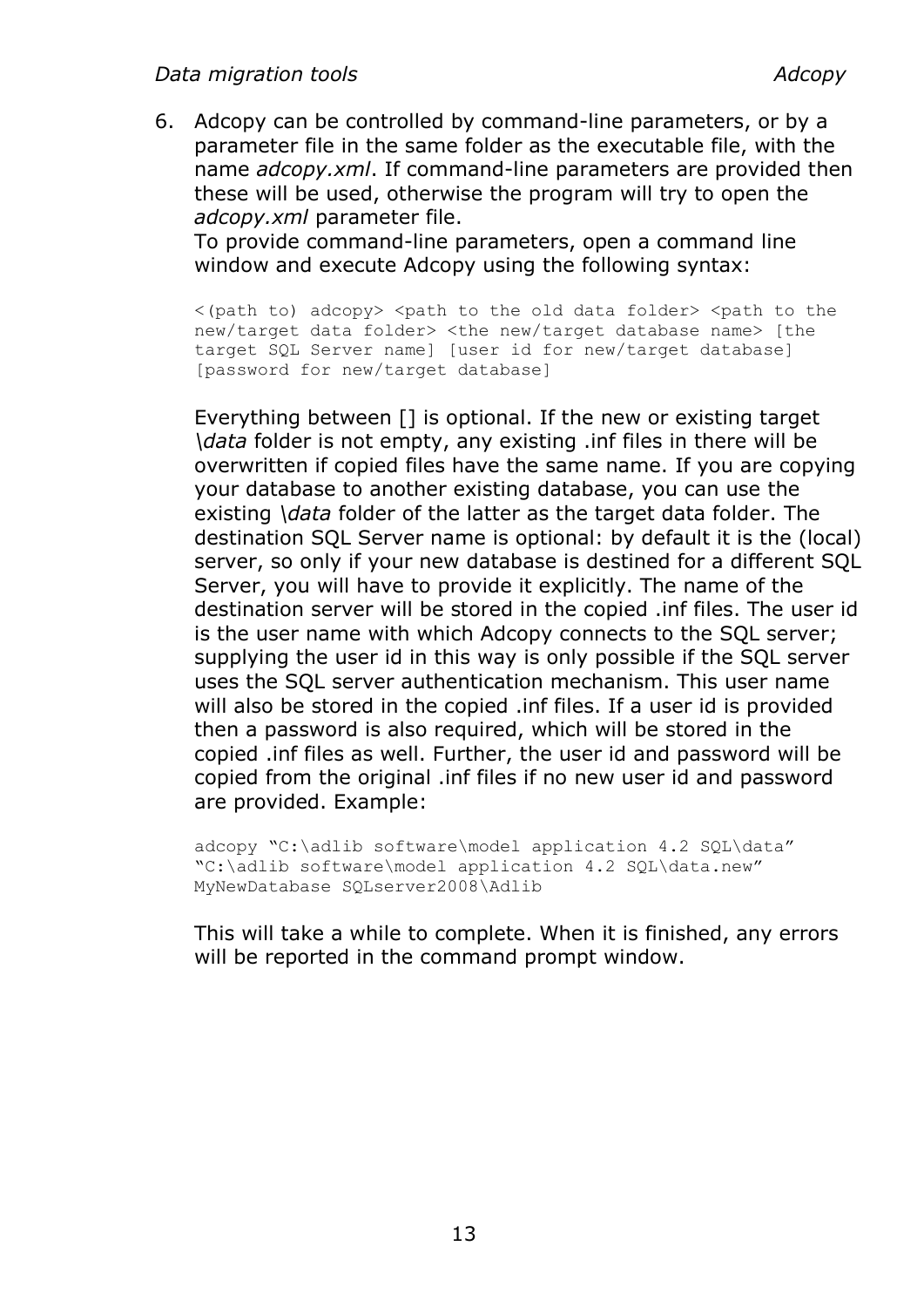6. Adcopy can be controlled by command-line parameters, or by a parameter file in the same folder as the executable file, with the name *adcopy.xml*. If command-line parameters are provided then these will be used, otherwise the program will try to open the *adcopy.xml* parameter file.
   To provide command-line parameters, open a command line window and execute Adcopy using the following syntax:

   ```
   <(path to) adcopy> <path to the old data folder> <path to the
   new/target data folder> <the new/target database name> [the
   target SQL Server name] [user id for new/target database]
   [password for new/target database]
   ```

   Everything between [] is optional. If the new or existing target *\data* folder is not empty, any existing .inf files in there will be overwritten if copied files have the same name. If you are copying your database to another existing database, you can use the existing *\data* folder of the latter as the target data folder. The destination SQL Server name is optional: by default it is the (local) server, so only if your new database is destined for a different SQL Server, you will have to provide it explicitly. The name of the destination server will be stored in the copied .inf files. The user id is the user name with which Adcopy connects to the SQL server; supplying the user id in this way is only possible if the SQL server uses the SQL server authentication mechanism. This user name will also be stored in the copied .inf files. If a user id is provided then a password is also required, which will be stored in the copied .inf files as well. Further, the user id and password will be copied from the original .inf files if no new user id and password are provided. Example:

   ```
   adcopy "C:\adlib software\model application 4.2 SQL\data"
   "C:\adlib software\model application 4.2 SQL\data.new"
   MyNewDatabase SQLserver2008\Adlib
   ```

   This will take a while to complete. When it is finished, any errors will be reported in the command prompt window.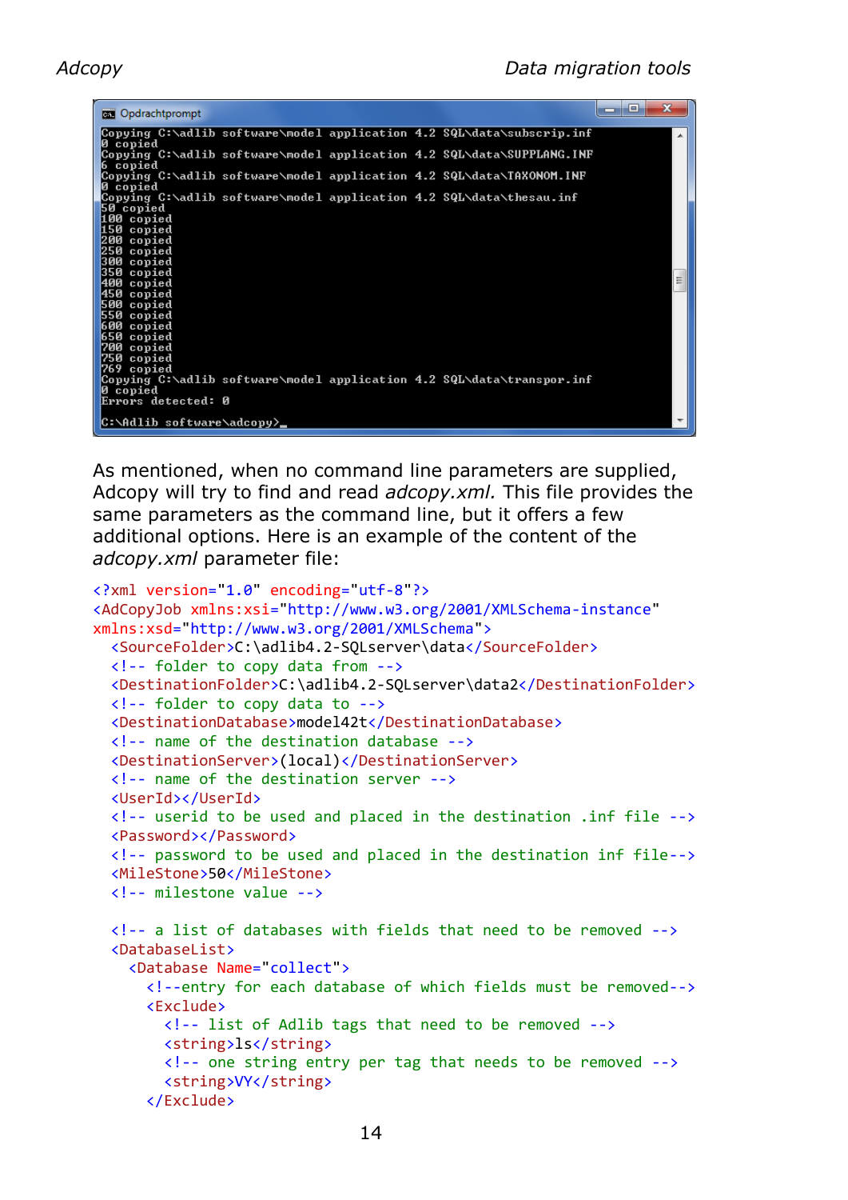```
Copying C:\adlib software\model application 4.2 SQL\data\subscrip.inf
0 copied
Copying C:\adlib software\model application 4.2 SQL\data\SUPPLANG.INF
6 copied
Copying C:\adlib software\model application 4.2 SQL\data\TAXONOM.INF
0 copied
Copying C:\adlib software\model application 4.2 SQL\data\thesau.inf
50 copied
100 copied
150 copied
200 copied
250 copied
300 copied
350 copied
400 copied
450 copied
500 copied
550 copied
600 copied
650 copied
700 copied
750 copied
769 copied
Copying C:\adlib software\model application 4.2 SQL\data\transpor.inf
0 copied
Errors detected: 0

C:\Adlib software\adcopy>_
```

As mentioned, when no command line parameters are supplied, Adcopy will try to find and read *adcopy.xml*. This file provides the same parameters as the command line, but it offers a few additional options. Here is an example of the content of the *adcopy.xml* parameter file:

```xml
<?xml version="1.0" encoding="utf-8"?>
<AdCopyJob xmlns:xsi="http://www.w3.org/2001/XMLSchema-instance"
xmlns:xsd="http://www.w3.org/2001/XMLSchema">
  <SourceFolder>C:\adlib4.2-SQLserver\data</SourceFolder>
  <!-- folder to copy data from -->
  <DestinationFolder>C:\adlib4.2-SQLserver\data2</DestinationFolder>
  <!-- folder to copy data to -->
  <DestinationDatabase>model42t</DestinationDatabase>
  <!-- name of the destination database -->
  <DestinationServer>(local)</DestinationServer>
  <!-- name of the destination server -->
  <UserId></UserId>
  <!-- userid to be used and placed in the destination .inf file -->
  <Password></Password>
  <!-- password to be used and placed in the destination inf file-->
  <MileStone>50</MileStone>
  <!-- milestone value -->

  <!-- a list of databases with fields that need to be removed -->
  <DatabaseList>
    <Database Name="collect">
      <!--entry for each database of which fields must be removed-->
      <Exclude>
        <!-- list of Adlib tags that need to be removed -->
        <string>ls</string>
        <!-- one string entry per tag that needs to be removed -->
        <string>VY</string>
      </Exclude>
```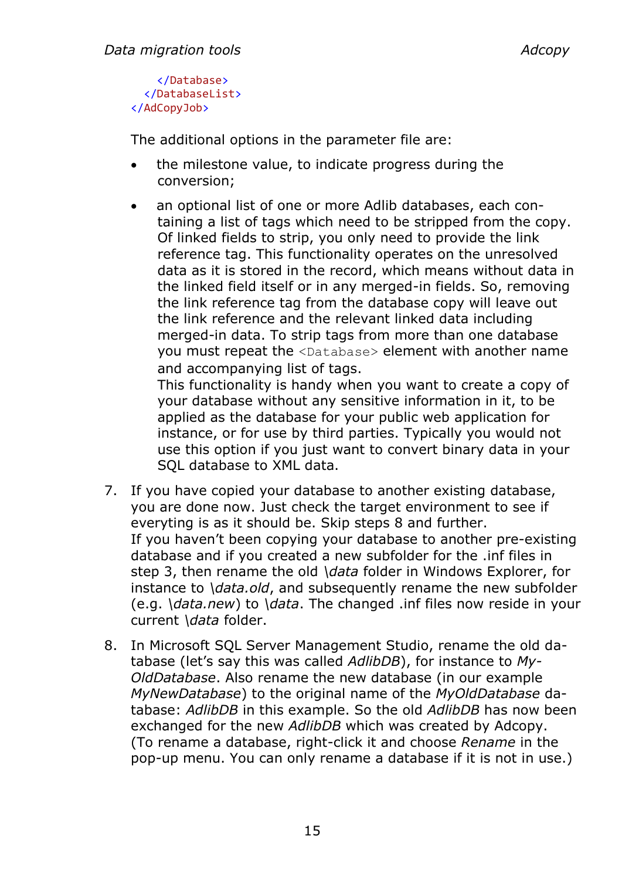```
    </Database>
  </DatabaseList>
</AdCopyJob>
```

The additional options in the parameter file are:

- the milestone value, to indicate progress during the conversion;
- an optional list of one or more Adlib databases, each containing a list of tags which need to be stripped from the copy. Of linked fields to strip, you only need to provide the link reference tag. This functionality operates on the unresolved data as it is stored in the record, which means without data in the linked field itself or in any merged-in fields. So, removing the link reference tag from the database copy will leave out the link reference and the relevant linked data including merged-in data. To strip tags from more than one database you must repeat the `<Database>` element with another name and accompanying list of tags.
  This functionality is handy when you want to create a copy of your database without any sensitive information in it, to be applied as the database for your public web application for instance, or for use by third parties. Typically you would not use this option if you just want to convert binary data in your SQL database to XML data.

7. If you have copied your database to another existing database, you are done now. Just check the target environment to see if everyting is as it should be. Skip steps 8 and further.
   If you haven't been copying your database to another pre-existing database and if you created a new subfolder for the .inf files in step 3, then rename the old *\data* folder in Windows Explorer, for instance to *\data.old*, and subsequently rename the new subfolder (e.g. *\data.new*) to *\data*. The changed .inf files now reside in your current *\data* folder.

8. In Microsoft SQL Server Management Studio, rename the old database (let's say this was called *AdlibDB*), for instance to *MyOldDatabase*. Also rename the new database (in our example *MyNewDatabase*) to the original name of the *MyOldDatabase* database: *AdlibDB* in this example. So the old *AdlibDB* has now been exchanged for the new *AdlibDB* which was created by Adcopy. (To rename a database, right-click it and choose *Rename* in the pop-up menu. You can only rename a database if it is not in use.)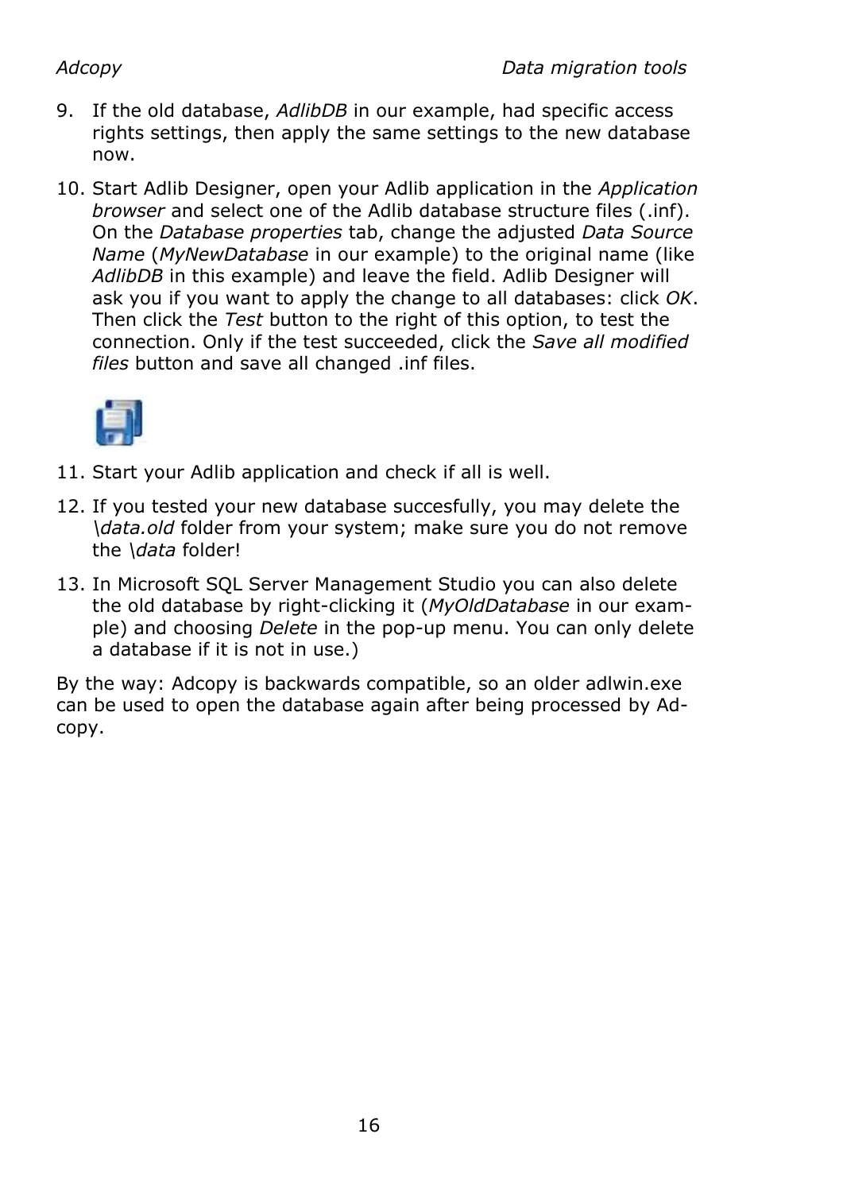9. If the old database, *AdlibDB* in our example, had specific access rights settings, then apply the same settings to the new database now.

10. Start Adlib Designer, open your Adlib application in the *Application browser* and select one of the Adlib database structure files (.inf). On the *Database properties* tab, change the adjusted *Data Source Name* (*MyNewDatabase* in our example) to the original name (like *AdlibDB* in this example) and leave the field. Adlib Designer will ask you if you want to apply the change to all databases: click *OK*. Then click the *Test* button to the right of this option, to test the connection. Only if the test succeeded, click the *Save all modified files* button and save all changed .inf files.

11. Start your Adlib application and check if all is well.

12. If you tested your new database succesfully, you may delete the *\data.old* folder from your system; make sure you do not remove the *\data* folder!

13. In Microsoft SQL Server Management Studio you can also delete the old database by right-clicking it (*MyOldDatabase* in our example) and choosing *Delete* in the pop-up menu. You can only delete a database if it is not in use.)

By the way: Adcopy is backwards compatible, so an older adlwin.exe can be used to open the database again after being processed by Adcopy.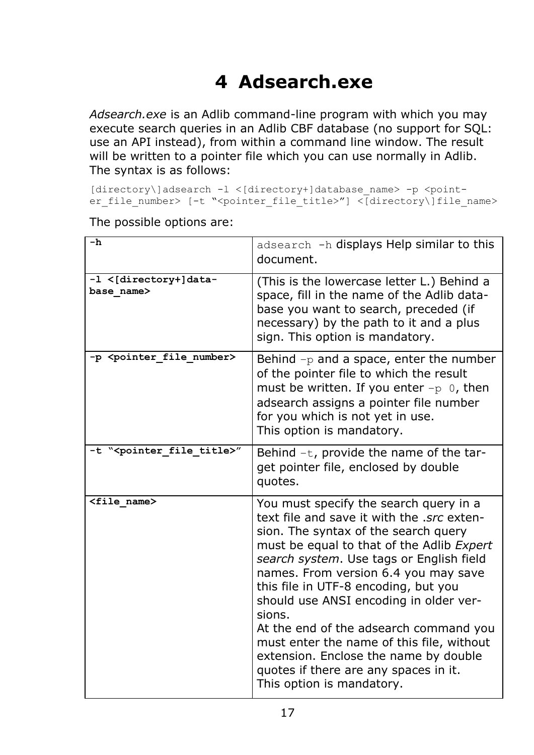# 4 Adsearch.exe

*Adsearch.exe* is an Adlib command-line program with which you may execute search queries in an Adlib CBF database (no support for SQL: use an API instead), from within a command line window. The result will be written to a pointer file which you can use normally in Adlib. The syntax is as follows:

```
[directory\]adsearch -l <[directory+]database_name> -p <pointer_file_number> [-t "<pointer_file_title>"] <[directory\]file_name>
```

The possible options are:

| | |
|---|---|
| **-h** | `adsearch -h` displays Help similar to this document. |
| **-l <[directory+]database_name>** | (This is the lowercase letter L.) Behind a space, fill in the name of the Adlib database you want to search, preceded (if necessary) by the path to it and a plus sign. This option is mandatory. |
| **-p <pointer_file_number>** | Behind `-p` and a space, enter the number of the pointer file to which the result must be written. If you enter `-p 0`, then adsearch assigns a pointer file number for you which is not yet in use.<br>This option is mandatory. |
| **-t "<pointer_file_title>"** | Behind `-t`, provide the name of the target pointer file, enclosed by double quotes. |
| **<file_name>** | You must specify the search query in a text file and save it with the *.src* extension. The syntax of the search query must be equal to that of the Adlib *Expert search system*. Use tags or English field names. From version 6.4 you may save this file in UTF-8 encoding, but you should use ANSI encoding in older versions.<br>At the end of the adsearch command you must enter the name of this file, without extension. Enclose the name by double quotes if there are any spaces in it.<br>This option is mandatory. |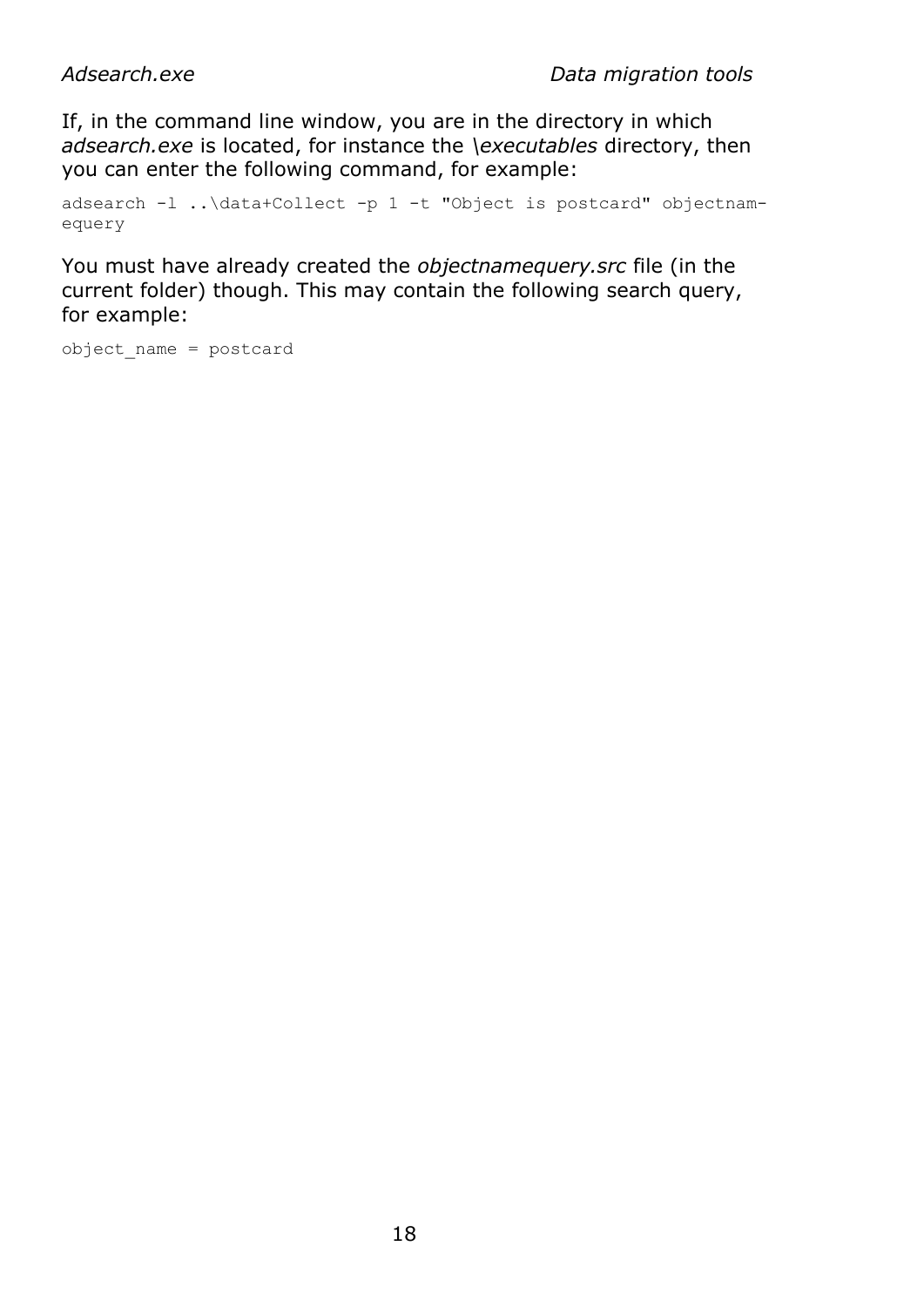If, in the command line window, you are in the directory in which *adsearch.exe* is located, for instance the *\executables* directory, then you can enter the following command, for example:

```
adsearch -l ..\data+Collect -p 1 -t "Object is postcard" objectnam-
equery
```

You must have already created the *objectnamequery.src* file (in the current folder) though. This may contain the following search query, for example:

```
object_name = postcard
```